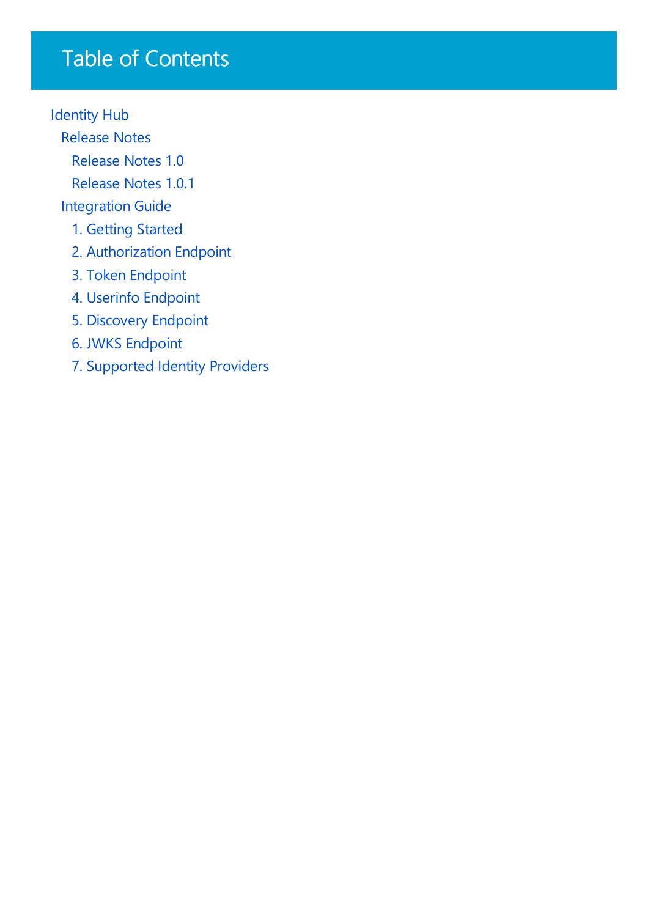# Table of Contents

- Identity Hub
  - Release Notes
    - Release Notes 1.0
    - Release Notes 1.0.1
  - Integration Guide
    - 1. Getting Started
    - 2. Authorization Endpoint
    - 3. Token Endpoint
    - 4. Userinfo Endpoint
    - 5. Discovery Endpoint
    - 6. JWKS Endpoint
    - 7. Supported Identity Providers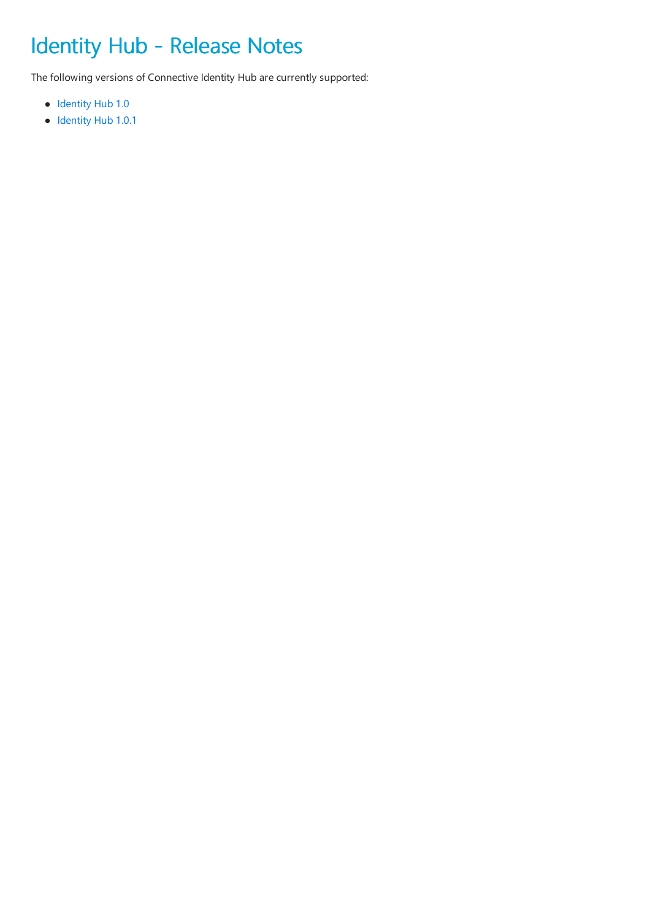# Identity Hub - Release Notes

The following versions of Connective Identity Hub are currently supported:

- Identity Hub 1.0
- Identity Hub 1.0.1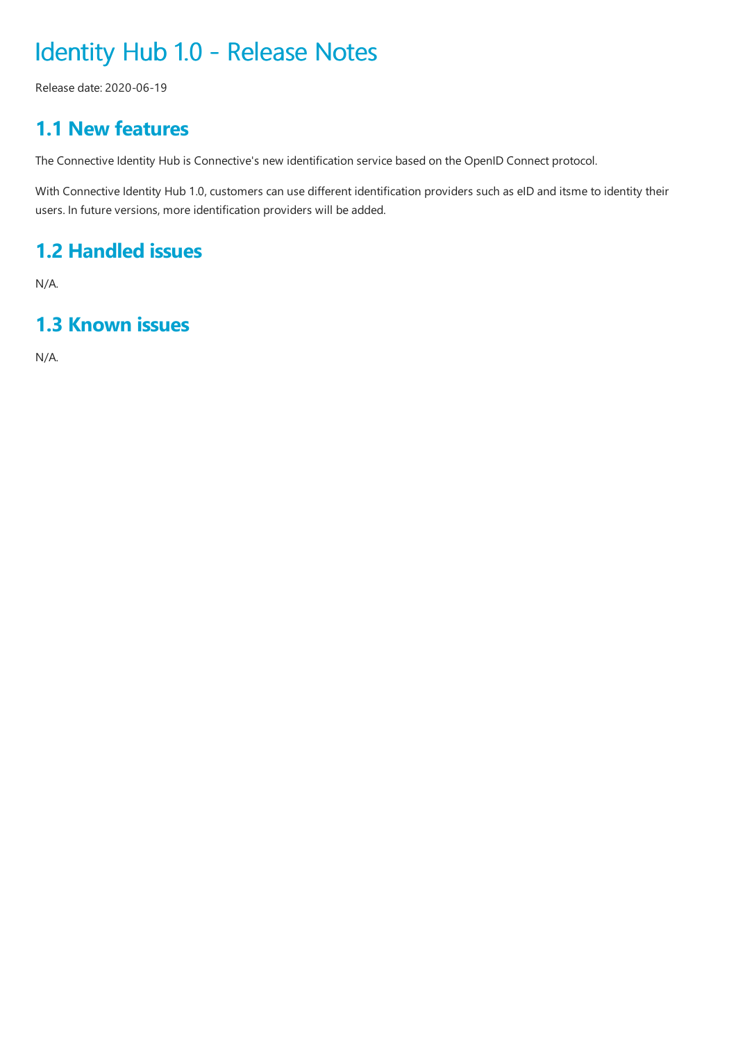# Identity Hub 1.0 - Release Notes

Release date: 2020-06-19

## 1.1 New features

The Connective Identity Hub is Connective's new identification service based on the OpenID Connect protocol.

With Connective Identity Hub 1.0, customers can use different identification providers such as eID and itsme to identity their users. In future versions, more identification providers will be added.

## 1.2 Handled issues

N/A.

## 1.3 Known issues

N/A.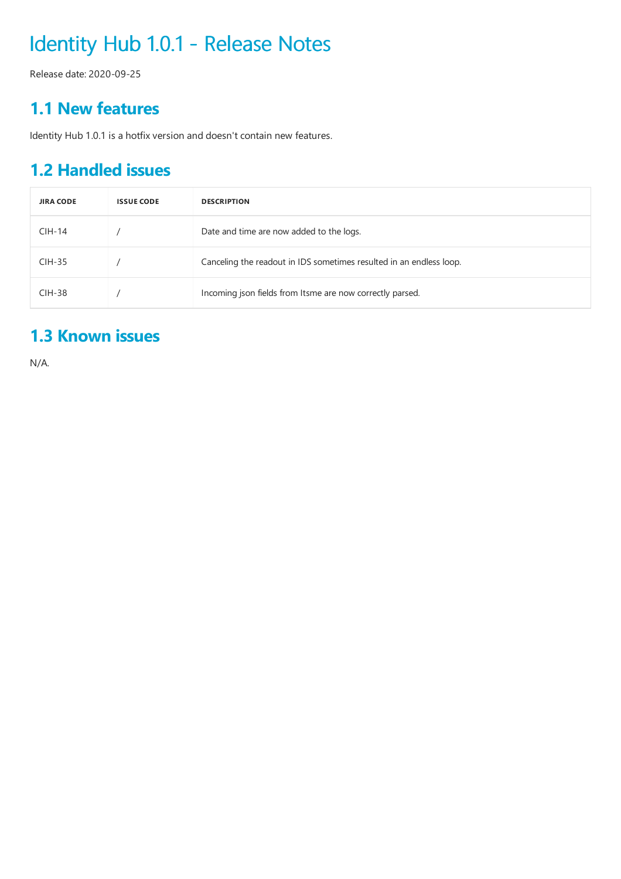# Identity Hub 1.0.1 - Release Notes

Release date: 2020-09-25

## 1.1 New features

Identity Hub 1.0.1 is a hotfix version and doesn't contain new features.

## 1.2 Handled issues

| JIRA CODE | ISSUE CODE | DESCRIPTION |
|---|---|---|
| CIH-14 | / | Date and time are now added to the logs. |
| CIH-35 | / | Canceling the readout in IDS sometimes resulted in an endless loop. |
| CIH-38 | / | Incoming json fields from Itsme are now correctly parsed. |

## 1.3 Known issues

N/A.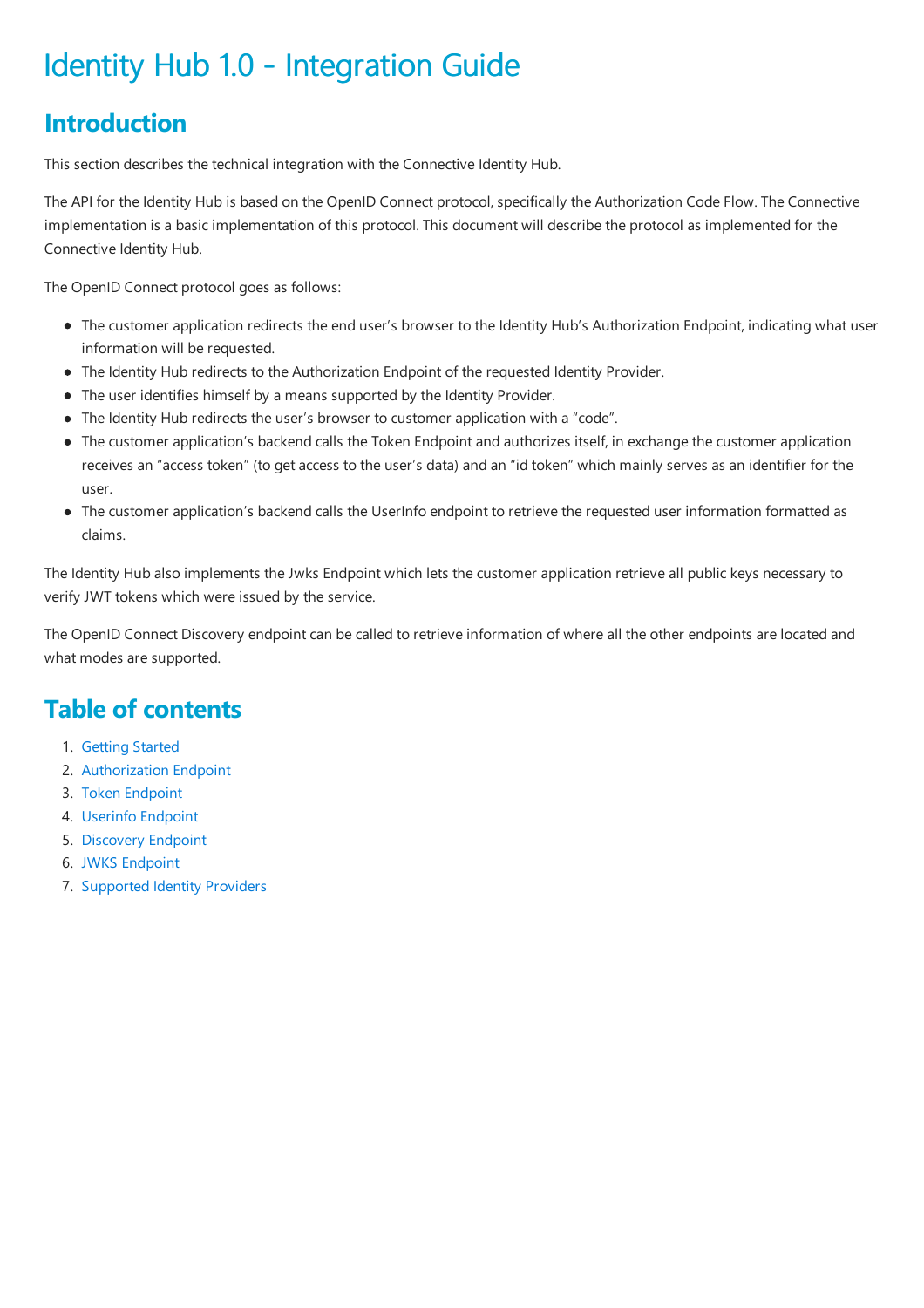# Identity Hub 1.0 - Integration Guide

## Introduction

This section describes the technical integration with the Connective Identity Hub.

The API for the Identity Hub is based on the OpenID Connect protocol, specifically the Authorization Code Flow. The Connective implementation is a basic implementation of this protocol. This document will describe the protocol as implemented for the Connective Identity Hub.

The OpenID Connect protocol goes as follows:

- The customer application redirects the end user's browser to the Identity Hub's Authorization Endpoint, indicating what user information will be requested.
- The Identity Hub redirects to the Authorization Endpoint of the requested Identity Provider.
- The user identifies himself by a means supported by the Identity Provider.
- The Identity Hub redirects the user's browser to customer application with a "code".
- The customer application's backend calls the Token Endpoint and authorizes itself, in exchange the customer application receives an "access token" (to get access to the user's data) and an "id token" which mainly serves as an identifier for the user.
- The customer application's backend calls the UserInfo endpoint to retrieve the requested user information formatted as claims.

The Identity Hub also implements the Jwks Endpoint which lets the customer application retrieve all public keys necessary to verify JWT tokens which were issued by the service.

The OpenID Connect Discovery endpoint can be called to retrieve information of where all the other endpoints are located and what modes are supported.

## Table of contents

1. Getting Started
2. Authorization Endpoint
3. Token Endpoint
4. Userinfo Endpoint
5. Discovery Endpoint
6. JWKS Endpoint
7. Supported Identity Providers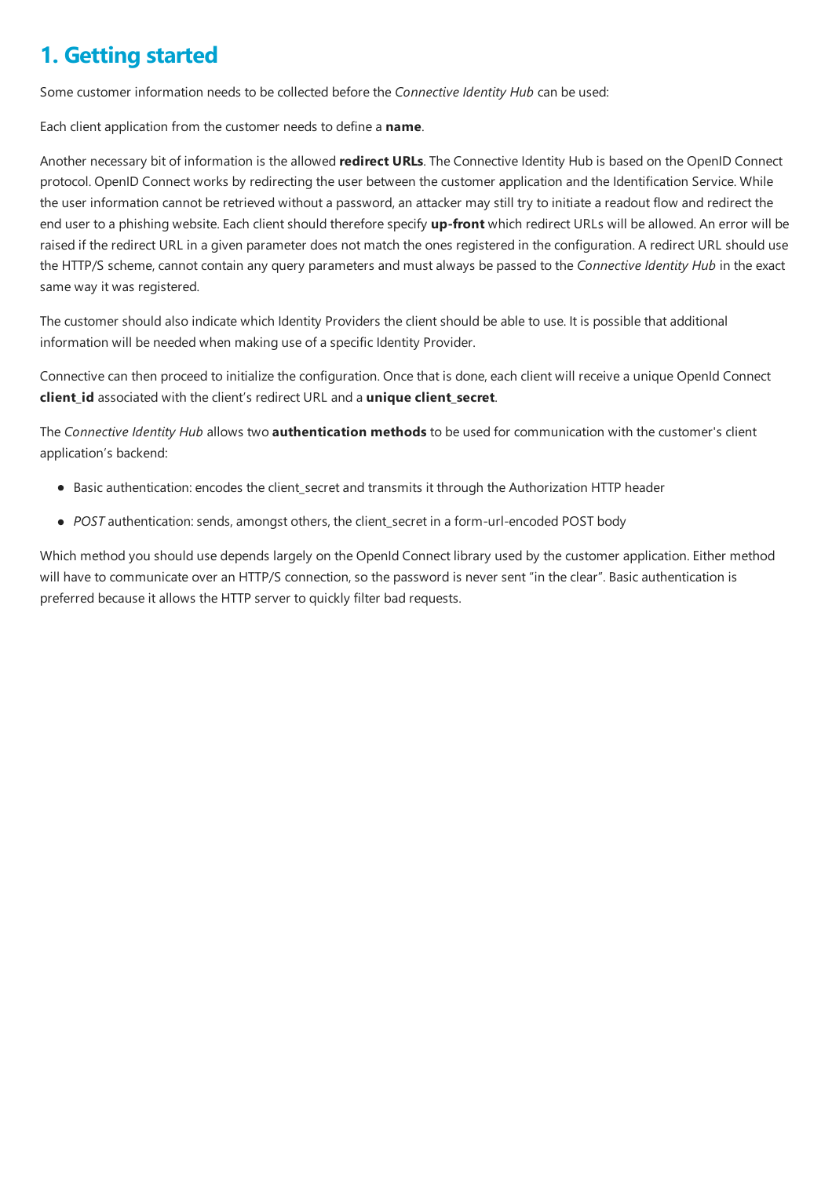# 1. Getting started

Some customer information needs to be collected before the *Connective Identity Hub* can be used:

Each client application from the customer needs to define a **name**.

Another necessary bit of information is the allowed **redirect URLs**. The Connective Identity Hub is based on the OpenID Connect protocol. OpenID Connect works by redirecting the user between the customer application and the Identification Service. While the user information cannot be retrieved without a password, an attacker may still try to initiate a readout flow and redirect the end user to a phishing website. Each client should therefore specify **up-front** which redirect URLs will be allowed. An error will be raised if the redirect URL in a given parameter does not match the ones registered in the configuration. A redirect URL should use the HTTP/S scheme, cannot contain any query parameters and must always be passed to the *Connective Identity Hub* in the exact same way it was registered.

The customer should also indicate which Identity Providers the client should be able to use. It is possible that additional information will be needed when making use of a specific Identity Provider.

Connective can then proceed to initialize the configuration. Once that is done, each client will receive a unique OpenId Connect **client_id** associated with the client's redirect URL and a **unique client_secret**.

The *Connective Identity Hub* allows two **authentication methods** to be used for communication with the customer's client application's backend:

- Basic authentication: encodes the client_secret and transmits it through the Authorization HTTP header
- *POST* authentication: sends, amongst others, the client_secret in a form-url-encoded POST body

Which method you should use depends largely on the OpenId Connect library used by the customer application. Either method will have to communicate over an HTTP/S connection, so the password is never sent "in the clear". Basic authentication is preferred because it allows the HTTP server to quickly filter bad requests.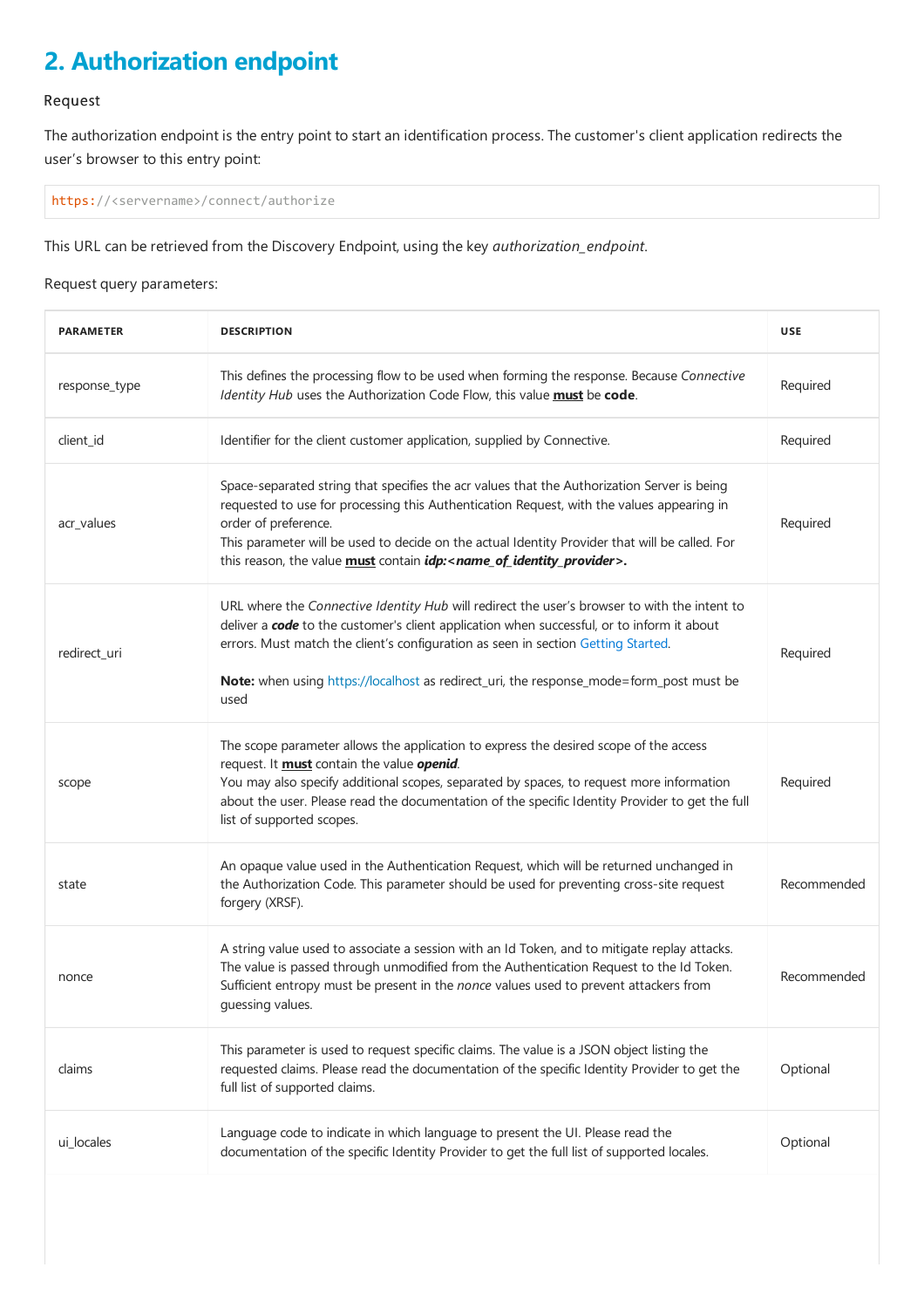## 2. Authorization endpoint

Request

The authorization endpoint is the entry point to start an identification process. The customer's client application redirects the user's browser to this entry point:

```
https://<servername>/connect/authorize
```

This URL can be retrieved from the Discovery Endpoint, using the key *authorization_endpoint*.

Request query parameters:

| PARAMETER | DESCRIPTION | USE |
|---|---|---|
| response_type | This defines the processing flow to be used when forming the response. Because *Connective Identity Hub* uses the Authorization Code Flow, this value **must** be **code**. | Required |
| client_id | Identifier for the client customer application, supplied by Connective. | Required |
| acr_values | Space-separated string that specifies the acr values that the Authorization Server is being requested to use for processing this Authentication Request, with the values appearing in order of preference.<br>This parameter will be used to decide on the actual Identity Provider that will be called. For this reason, the value **must** contain ***idp:<name_of_identity_provider>.*** | Required |
| redirect_uri | URL where the *Connective Identity Hub* will redirect the user's browser to with the intent to deliver a ***code*** to the customer's client application when successful, or to inform it about errors. Must match the client's configuration as seen in section Getting Started.<br><br>**Note:** when using https://localhost as redirect_uri, the response_mode=form_post must be used | Required |
| scope | The scope parameter allows the application to express the desired scope of the access request. It **must** contain the value ***openid***.<br>You may also specify additional scopes, separated by spaces, to request more information about the user. Please read the documentation of the specific Identity Provider to get the full list of supported scopes. | Required |
| state | An opaque value used in the Authentication Request, which will be returned unchanged in the Authorization Code. This parameter should be used for preventing cross-site request forgery (XRSF). | Recommended |
| nonce | A string value used to associate a session with an Id Token, and to mitigate replay attacks. The value is passed through unmodified from the Authentication Request to the Id Token. Sufficient entropy must be present in the *nonce* values used to prevent attackers from guessing values. | Recommended |
| claims | This parameter is used to request specific claims. The value is a JSON object listing the requested claims. Please read the documentation of the specific Identity Provider to get the full list of supported claims. | Optional |
| ui_locales | Language code to indicate in which language to present the UI. Please read the documentation of the specific Identity Provider to get the full list of supported locales. | Optional |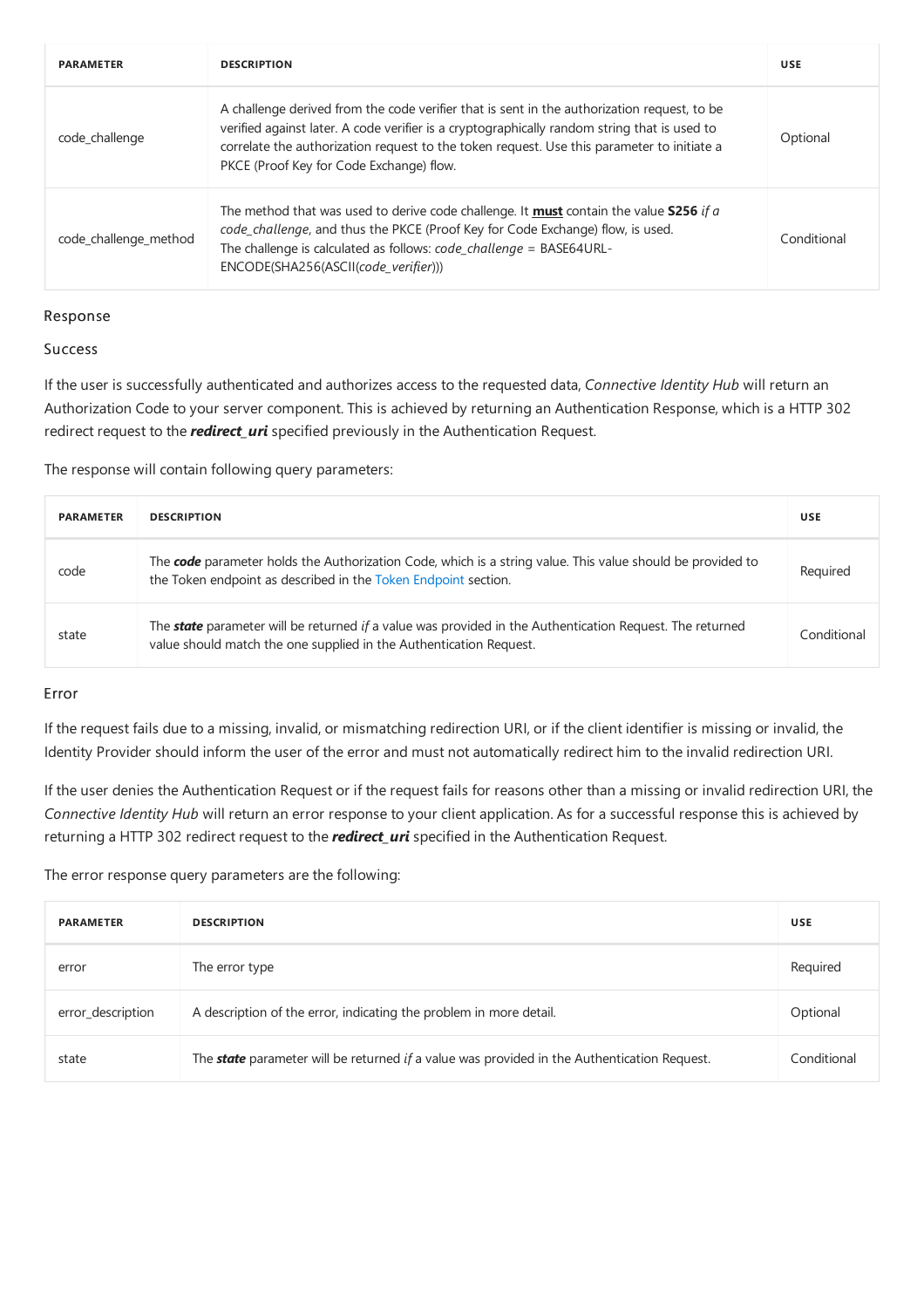| PARAMETER | DESCRIPTION | USE |
|---|---|---|
| code_challenge | A challenge derived from the code verifier that is sent in the authorization request, to be verified against later. A code verifier is a cryptographically random string that is used to correlate the authorization request to the token request. Use this parameter to initiate a PKCE (Proof Key for Code Exchange) flow. | Optional |
| code_challenge_method | The method that was used to derive code challenge. It **must** contain the value **S256** *if a code_challenge*, and thus the PKCE (Proof Key for Code Exchange) flow, is used. The challenge is calculated as follows: *code_challenge* = BASE64URL-ENCODE(SHA256(ASCII(*code_verifier*))) | Conditional |

### Response

#### Success

If the user is successfully authenticated and authorizes access to the requested data, *Connective Identity Hub* will return an Authorization Code to your server component. This is achieved by returning an Authentication Response, which is a HTTP 302 redirect request to the ***redirect_uri*** specified previously in the Authentication Request.

The response will contain following query parameters:

| PARAMETER | DESCRIPTION | USE |
|---|---|---|
| code | The ***code*** parameter holds the Authorization Code, which is a string value. This value should be provided to the Token endpoint as described in the Token Endpoint section. | Required |
| state | The ***state*** parameter will be returned *if* a value was provided in the Authentication Request. The returned value should match the one supplied in the Authentication Request. | Conditional |

#### Error

If the request fails due to a missing, invalid, or mismatching redirection URI, or if the client identifier is missing or invalid, the Identity Provider should inform the user of the error and must not automatically redirect him to the invalid redirection URI.

If the user denies the Authentication Request or if the request fails for reasons other than a missing or invalid redirection URI, the *Connective Identity Hub* will return an error response to your client application. As for a successful response this is achieved by returning a HTTP 302 redirect request to the ***redirect_uri*** specified in the Authentication Request.

The error response query parameters are the following:

| PARAMETER | DESCRIPTION | USE |
|---|---|---|
| error | The error type | Required |
| error_description | A description of the error, indicating the problem in more detail. | Optional |
| state | The ***state*** parameter will be returned *if* a value was provided in the Authentication Request. | Conditional |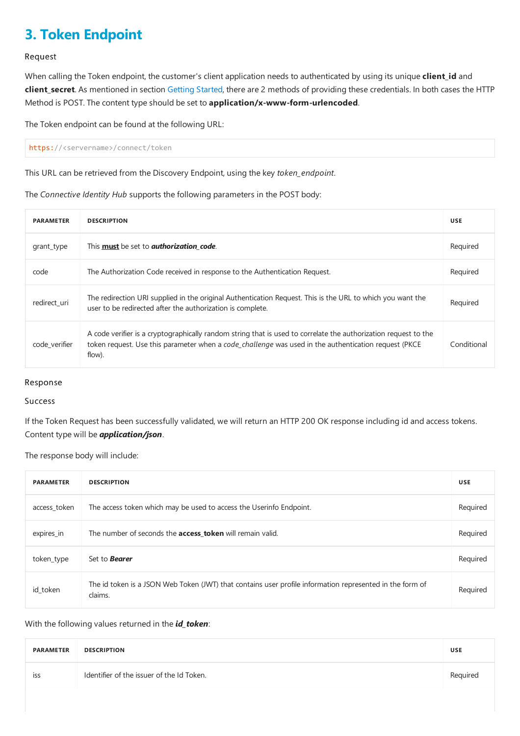# 3. Token Endpoint

Request

When calling the Token endpoint, the customer's client application needs to authenticated by using its unique **client_id** and **client_secret**. As mentioned in section Getting Started, there are 2 methods of providing these credentials. In both cases the HTTP Method is POST. The content type should be set to **application/x-www-form-urlencoded**.

The Token endpoint can be found at the following URL:

```
https://<servername>/connect/token
```

This URL can be retrieved from the Discovery Endpoint, using the key *token_endpoint*.

The *Connective Identity Hub* supports the following parameters in the POST body:

| PARAMETER | DESCRIPTION | USE |
|---|---|---|
| grant_type | This **must** be set to ***authorization_code***. | Required |
| code | The Authorization Code received in response to the Authentication Request. | Required |
| redirect_uri | The redirection URI supplied in the original Authentication Request. This is the URL to which you want the user to be redirected after the authorization is complete. | Required |
| code_verifier | A code verifier is a cryptographically random string that is used to correlate the authorization request to the token request. Use this parameter when a *code_challenge* was used in the authentication request (PKCE flow). | Conditional |

Response

Success

If the Token Request has been successfully validated, we will return an HTTP 200 OK response including id and access tokens. Content type will be ***application/json***.

The response body will include:

| PARAMETER | DESCRIPTION | USE |
|---|---|---|
| access_token | The access token which may be used to access the Userinfo Endpoint. | Required |
| expires_in | The number of seconds the **access_token** will remain valid. | Required |
| token_type | Set to ***Bearer*** | Required |
| id_token | The id token is a JSON Web Token (JWT) that contains user profile information represented in the form of claims. | Required |

With the following values returned in the ***id_token***:

| PARAMETER | DESCRIPTION | USE |
|---|---|---|
| iss | Identifier of the issuer of the Id Token. | Required |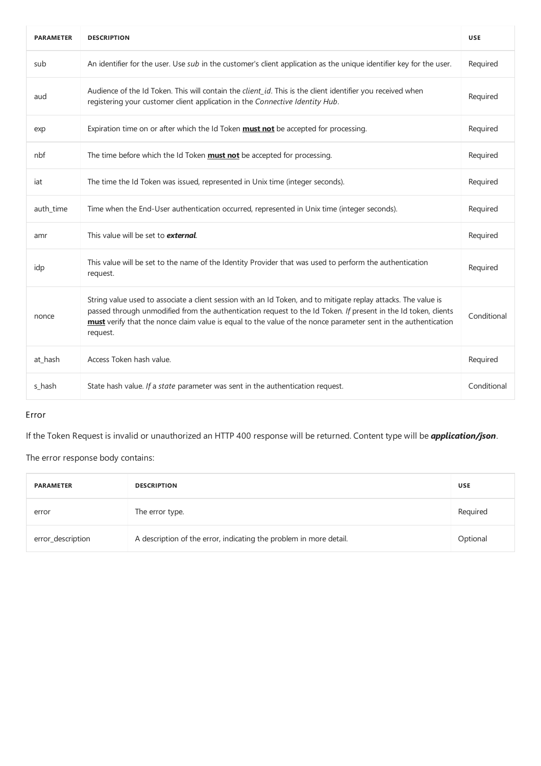| PARAMETER | DESCRIPTION | USE |
| --- | --- | --- |
| sub | An identifier for the user. Use *sub* in the customer's client application as the unique identifier key for the user. | Required |
| aud | Audience of the Id Token. This will contain the *client_id*. This is the client identifier you received when registering your customer client application in the *Connective Identity Hub*. | Required |
| exp | Expiration time on or after which the Id Token **must not** be accepted for processing. | Required |
| nbf | The time before which the Id Token **must not** be accepted for processing. | Required |
| iat | The time the Id Token was issued, represented in Unix time (integer seconds). | Required |
| auth_time | Time when the End-User authentication occurred, represented in Unix time (integer seconds). | Required |
| amr | This value will be set to ***external***. | Required |
| idp | This value will be set to the name of the Identity Provider that was used to perform the authentication request. | Required |
| nonce | String value used to associate a client session with an Id Token, and to mitigate replay attacks. The value is passed through unmodified from the authentication request to the Id Token. *If* present in the Id token, clients **must** verify that the nonce claim value is equal to the value of the nonce parameter sent in the authentication request. | Conditional |
| at_hash | Access Token hash value. | Required |
| s_hash | State hash value. *If* a *state* parameter was sent in the authentication request. | Conditional |

Error

If the Token Request is invalid or unauthorized an HTTP 400 response will be returned. Content type will be ***application/json***.

The error response body contains:

| PARAMETER | DESCRIPTION | USE |
| --- | --- | --- |
| error | The error type. | Required |
| error_description | A description of the error, indicating the problem in more detail. | Optional |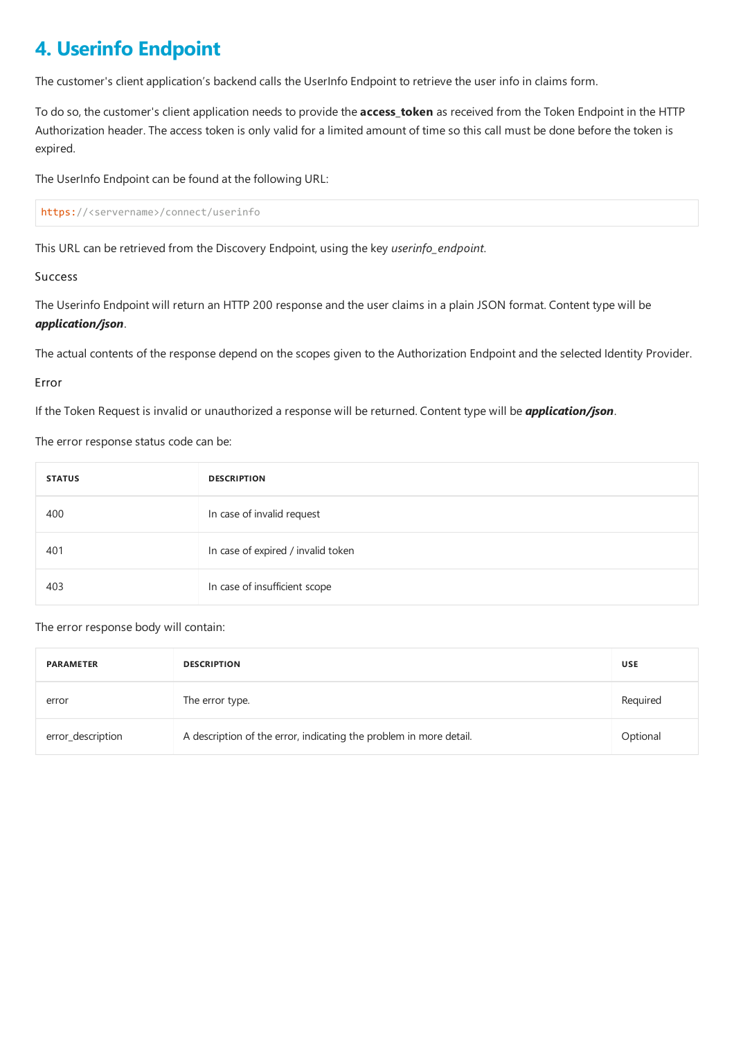# 4. Userinfo Endpoint

The customer's client application's backend calls the UserInfo Endpoint to retrieve the user info in claims form.

To do so, the customer's client application needs to provide the **access_token** as received from the Token Endpoint in the HTTP Authorization header. The access token is only valid for a limited amount of time so this call must be done before the token is expired.

The UserInfo Endpoint can be found at the following URL:

```
https://<servername>/connect/userinfo
```

This URL can be retrieved from the Discovery Endpoint, using the key *userinfo_endpoint*.

Success

The Userinfo Endpoint will return an HTTP 200 response and the user claims in a plain JSON format. Content type will be ***application/json***.

The actual contents of the response depend on the scopes given to the Authorization Endpoint and the selected Identity Provider.

Error

If the Token Request is invalid or unauthorized a response will be returned. Content type will be ***application/json***.

The error response status code can be:

| STATUS | DESCRIPTION |
|---|---|
| 400 | In case of invalid request |
| 401 | In case of expired / invalid token |
| 403 | In case of insufficient scope |

The error response body will contain:

| PARAMETER | DESCRIPTION | USE |
|---|---|---|
| error | The error type. | Required |
| error_description | A description of the error, indicating the problem in more detail. | Optional |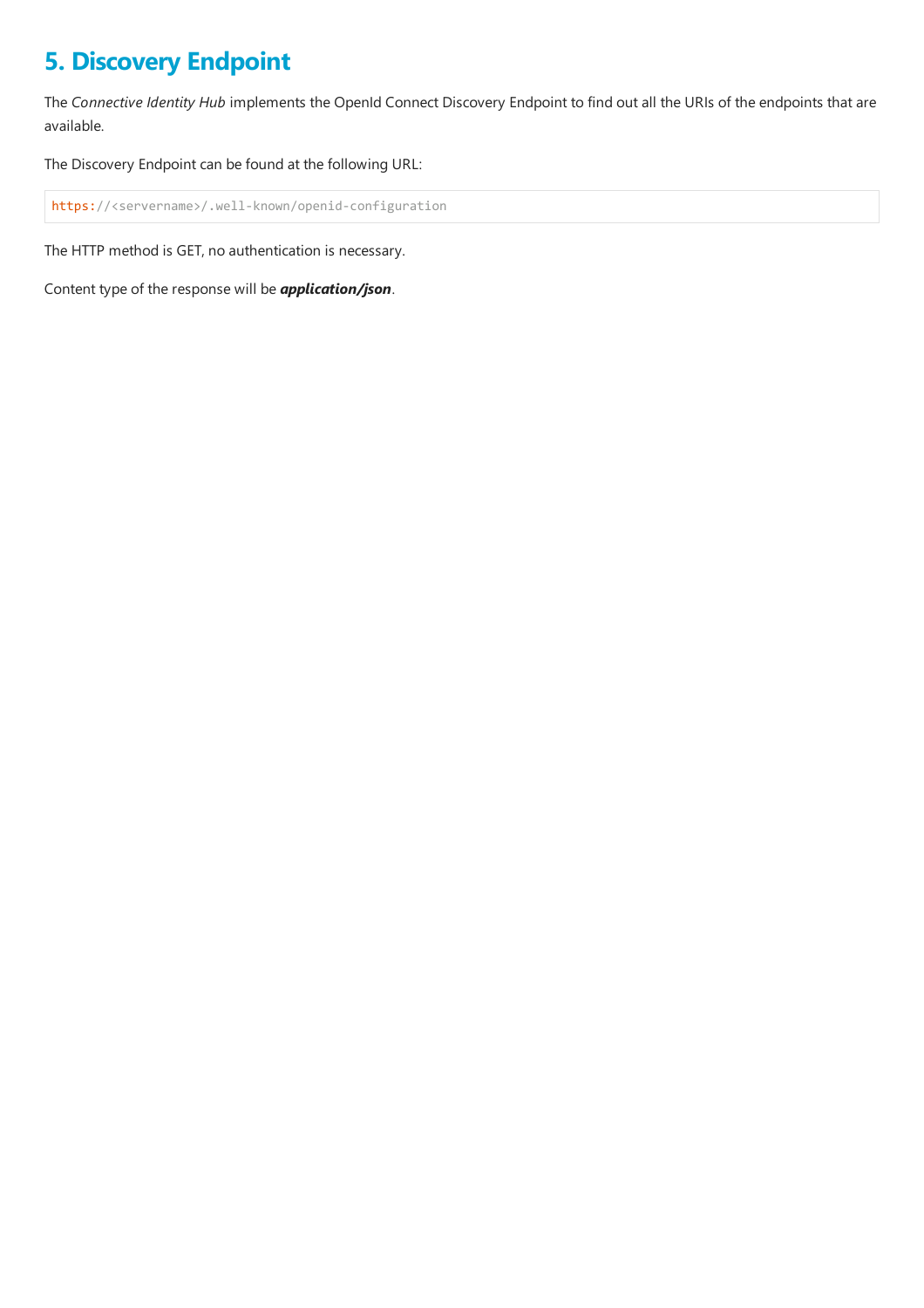# 5. Discovery Endpoint

The *Connective Identity Hub* implements the OpenId Connect Discovery Endpoint to find out all the URIs of the endpoints that are available.

The Discovery Endpoint can be found at the following URL:

```
https://<servername>/.well-known/openid-configuration
```

The HTTP method is GET, no authentication is necessary.

Content type of the response will be ***application/json***.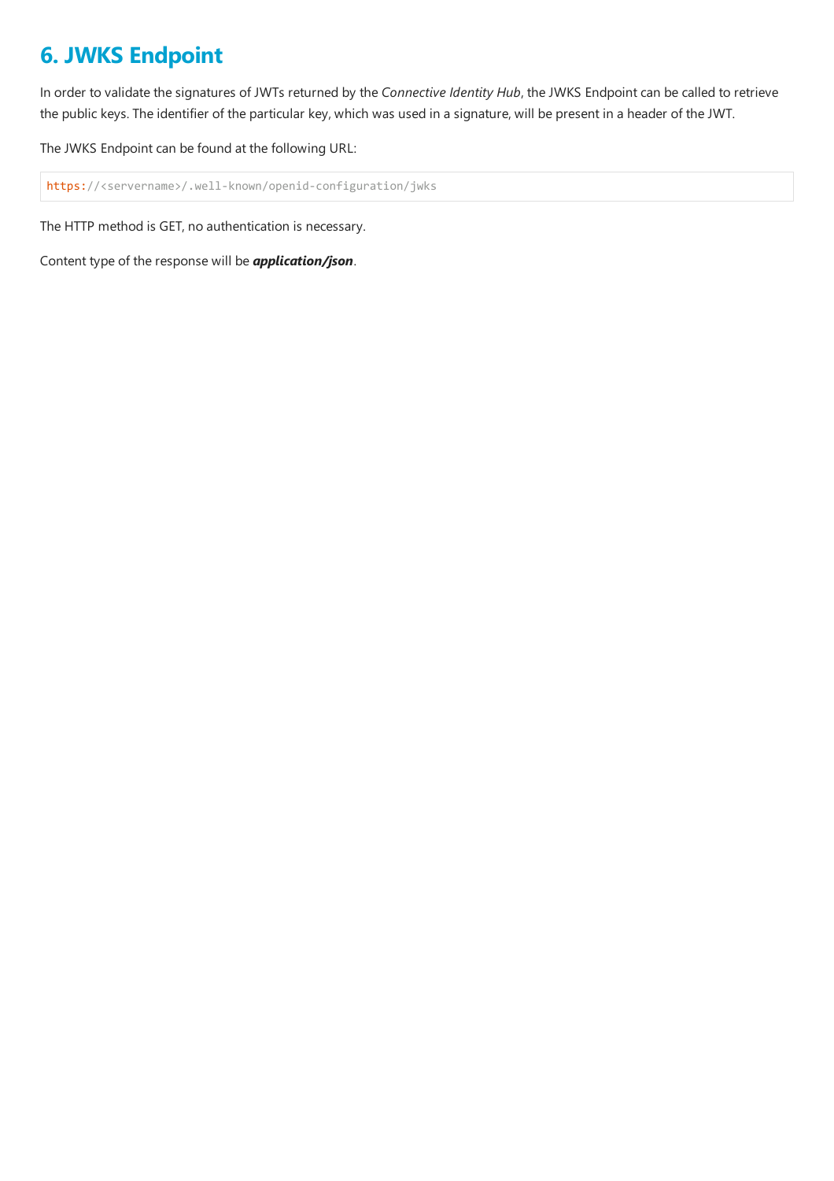# 6. JWKS Endpoint

In order to validate the signatures of JWTs returned by the *Connective Identity Hub*, the JWKS Endpoint can be called to retrieve the public keys. The identifier of the particular key, which was used in a signature, will be present in a header of the JWT.

The JWKS Endpoint can be found at the following URL:

```
https://<servername>/.well-known/openid-configuration/jwks
```

The HTTP method is GET, no authentication is necessary.

Content type of the response will be ***application/json***.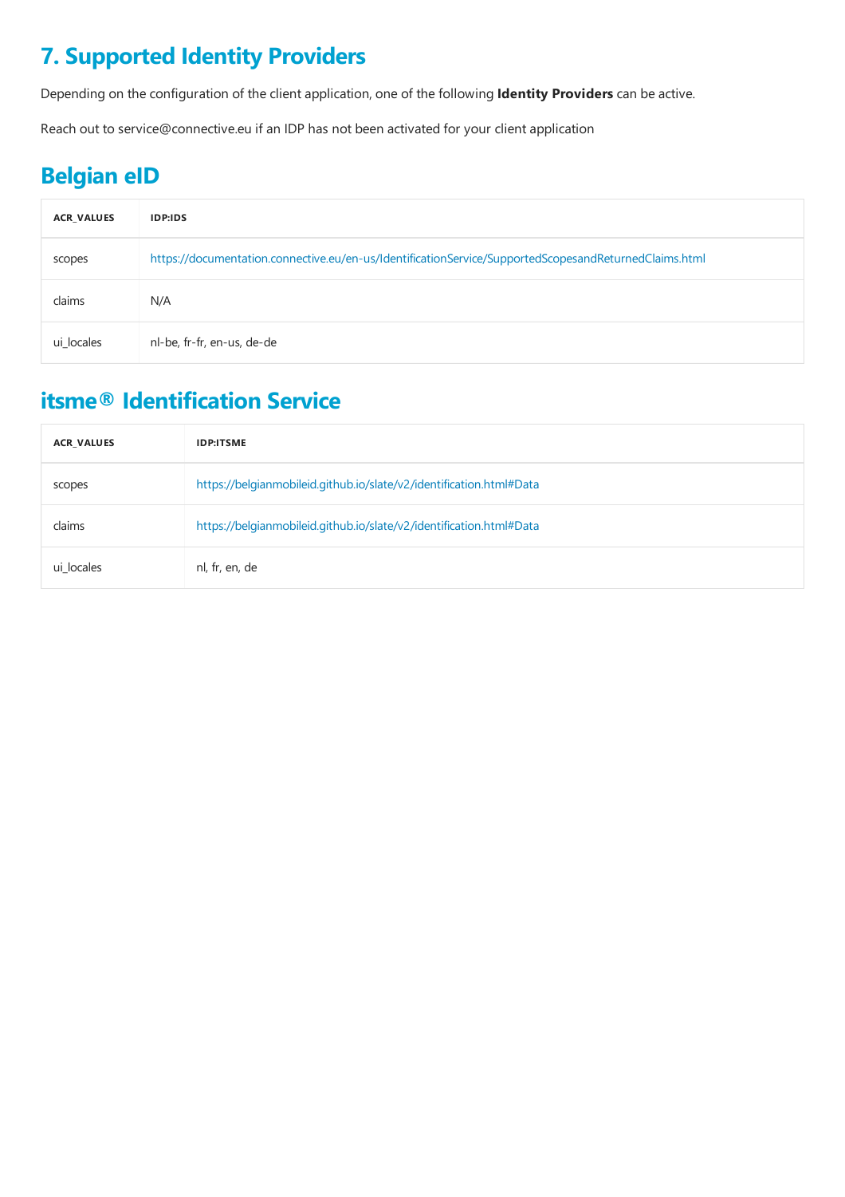# 7. Supported Identity Providers

Depending on the configuration of the client application, one of the following **Identity Providers** can be active.

Reach out to service@connective.eu if an IDP has not been activated for your client application

## Belgian eID

| ACR_VALUES | IDP:IDS |
|---|---|
| scopes | https://documentation.connective.eu/en-us/IdentificationService/SupportedScopesandReturnedClaims.html |
| claims | N/A |
| ui_locales | nl-be, fr-fr, en-us, de-de |

## itsme® Identification Service

| ACR_VALUES | IDP:ITSME |
|---|---|
| scopes | https://belgianmobileid.github.io/slate/v2/identification.html#Data |
| claims | https://belgianmobileid.github.io/slate/v2/identification.html#Data |
| ui_locales | nl, fr, en, de |